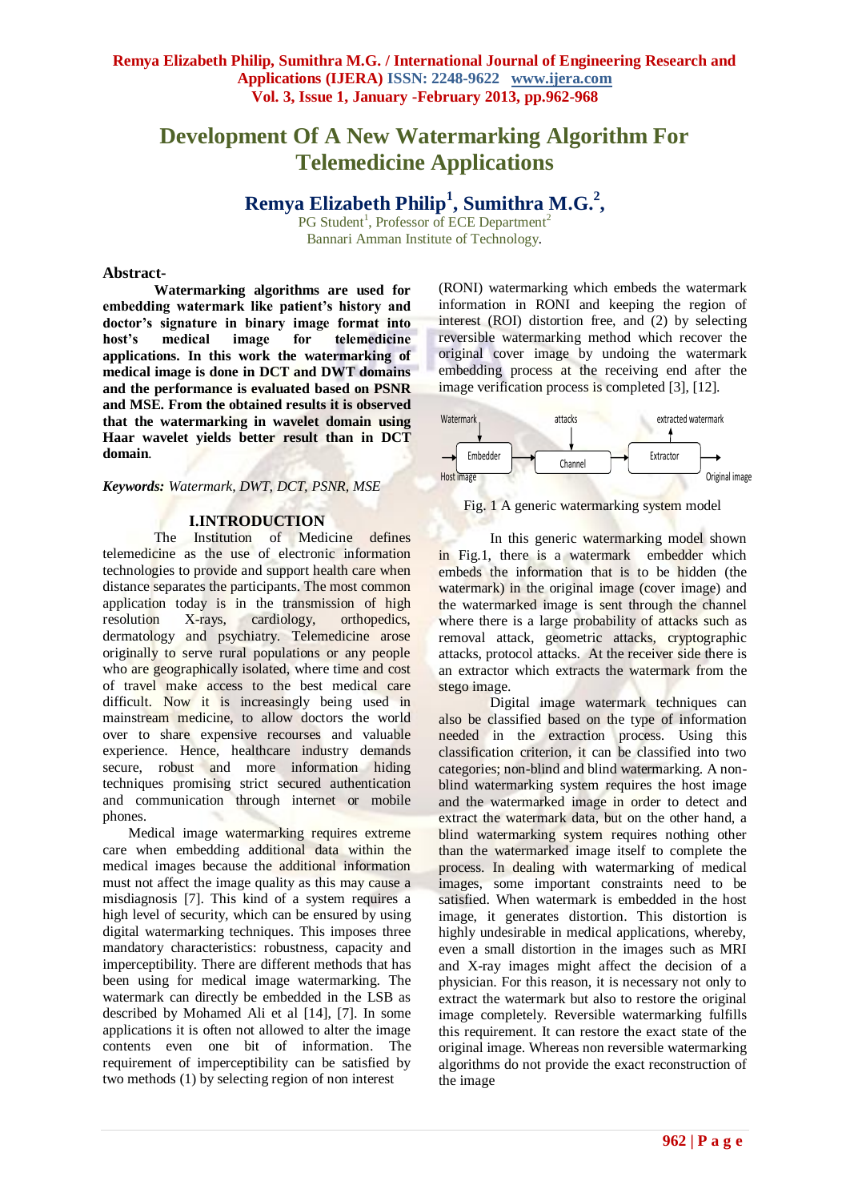# Development Of A New Watermarking Algorithm For Telemedicine Applications

## Remya Elizabeth Philip[1], Sumithra M.G.[2],

PG Student[1], Professor of ECE Department[2]
Bannari Amman Institute of Technology.

**Abstract-**

**Watermarking algorithms are used for embedding watermark like patient's history and doctor's signature in binary image format into host's medical image for telemedicine applications. In this work the watermarking of medical image is done in DCT and DWT domains and the performance is evaluated based on PSNR and MSE. From the obtained results it is observed that the watermarking in wavelet domain using Haar wavelet yields better result than in DCT domain.**

***Keywords:*** *Watermark, DWT, DCT, PSNR, MSE*

## I.INTRODUCTION

The Institution of Medicine defines telemedicine as the use of electronic information technologies to provide and support health care when distance separates the participants. The most common application today is in the transmission of high resolution X-rays, cardiology, orthopedics, dermatology and psychiatry. Telemedicine arose originally to serve rural populations or any people who are geographically isolated, where time and cost of travel make access to the best medical care difficult. Now it is increasingly being used in mainstream medicine, to allow doctors the world over to share expensive recourses and valuable experience. Hence, healthcare industry demands secure, robust and more information hiding techniques promising strict secured authentication and communication through internet or mobile phones.

Medical image watermarking requires extreme care when embedding additional data within the medical images because the additional information must not affect the image quality as this may cause a misdiagnosis [7]. This kind of a system requires a high level of security, which can be ensured by using digital watermarking techniques. This imposes three mandatory characteristics: robustness, capacity and imperceptibility. There are different methods that has been using for medical image watermarking. The watermark can directly be embedded in the LSB as described by Mohamed Ali et al [14], [7]. In some applications it is often not allowed to alter the image contents even one bit of information. The requirement of imperceptibility can be satisfied by two methods (1) by selecting region of non interest (RONI) watermarking which embeds the watermark information in RONI and keeping the region of interest (ROI) distortion free, and (2) by selecting reversible watermarking method which recover the original cover image by undoing the watermark embedding process at the receiving end after the image verification process is completed [3], [12].

Fig. 1 A generic watermarking system model

In this generic watermarking model shown in Fig.1, there is a watermark embedder which embeds the information that is to be hidden (the watermark) in the original image (cover image) and the watermarked image is sent through the channel where there is a large probability of attacks such as removal attack, geometric attacks, cryptographic attacks, protocol attacks. At the receiver side there is an extractor which extracts the watermark from the stego image.

Digital image watermark techniques can also be classified based on the type of information needed in the extraction process. Using this classification criterion, it can be classified into two categories; non-blind and blind watermarking. A non-blind watermarking system requires the host image and the watermarked image in order to detect and extract the watermark data, but on the other hand, a blind watermarking system requires nothing other than the watermarked image itself to complete the process. In dealing with watermarking of medical images, some important constraints need to be satisfied. When watermark is embedded in the host image, it generates distortion. This distortion is highly undesirable in medical applications, whereby, even a small distortion in the images such as MRI and X-ray images might affect the decision of a physician. For this reason, it is necessary not only to extract the watermark but also to restore the original image completely. Reversible watermarking fulfills this requirement. It can restore the exact state of the original image. Whereas non reversible watermarking algorithms do not provide the exact reconstruction of the image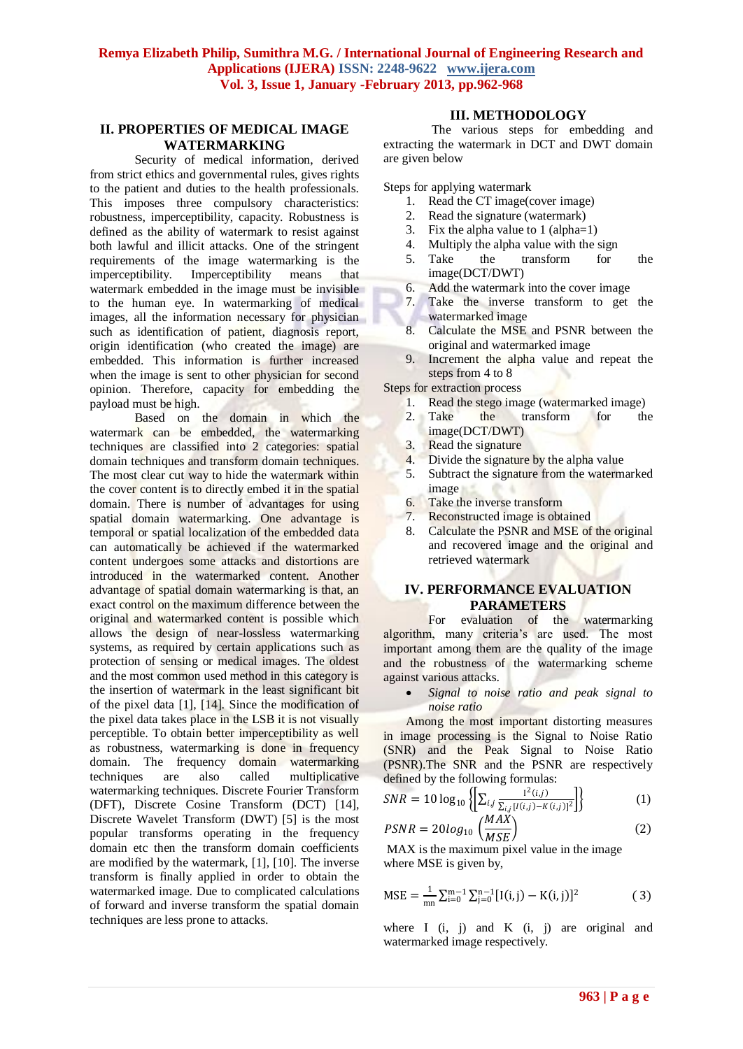## II. PROPERTIES OF MEDICAL IMAGE WATERMARKING

Security of medical information, derived from strict ethics and governmental rules, gives rights to the patient and duties to the health professionals. This imposes three compulsory characteristics: robustness, imperceptibility, capacity. Robustness is defined as the ability of watermark to resist against both lawful and illicit attacks. One of the stringent requirements of the image watermarking is the imperceptibility. Imperceptibility means that watermark embedded in the image must be invisible to the human eye. In watermarking of medical images, all the information necessary for physician such as identification of patient, diagnosis report, origin identification (who created the image) are embedded. This information is further increased when the image is sent to other physician for second opinion. Therefore, capacity for embedding the payload must be high.

Based on the domain in which the watermark can be embedded, the watermarking techniques are classified into 2 categories: spatial domain techniques and transform domain techniques. The most clear cut way to hide the watermark within the cover content is to directly embed it in the spatial domain. There is number of advantages for using spatial domain watermarking. One advantage is temporal or spatial localization of the embedded data can automatically be achieved if the watermarked content undergoes some attacks and distortions are introduced in the watermarked content. Another advantage of spatial domain watermarking is that, an exact control on the maximum difference between the original and watermarked content is possible which allows the design of near-lossless watermarking systems, as required by certain applications such as protection of sensing or medical images. The oldest and the most common used method in this category is the insertion of watermark in the least significant bit of the pixel data [1], [14]. Since the modification of the pixel data takes place in the LSB it is not visually perceptible. To obtain better imperceptibility as well as robustness, watermarking is done in frequency domain. The frequency domain watermarking techniques are also called multiplicative watermarking techniques. Discrete Fourier Transform (DFT), Discrete Cosine Transform (DCT) [14], Discrete Wavelet Transform (DWT) [5] is the most popular transforms operating in the frequency domain etc then the transform domain coefficients are modified by the watermark, [1], [10]. The inverse transform is finally applied in order to obtain the watermarked image. Due to complicated calculations of forward and inverse transform the spatial domain techniques are less prone to attacks.

## III. METHODOLOGY

The various steps for embedding and extracting the watermark in DCT and DWT domain are given below

Steps for applying watermark

1. Read the CT image(cover image)
2. Read the signature (watermark)
3. Fix the alpha value to 1 (alpha=1)
4. Multiply the alpha value with the sign
5. Take the transform for the image(DCT/DWT)
6. Add the watermark into the cover image
7. Take the inverse transform to get the watermarked image
8. Calculate the MSE and PSNR between the original and watermarked image
9. Increment the alpha value and repeat the steps from 4 to 8

Steps for extraction process

1. Read the stego image (watermarked image)
2. Take the transform for the image(DCT/DWT)
3. Read the signature
4. Divide the signature by the alpha value
5. Subtract the signature from the watermarked image
6. Take the inverse transform
7. Reconstructed image is obtained
8. Calculate the PSNR and MSE of the original and recovered image and the original and retrieved watermark

## IV. PERFORMANCE EVALUATION PARAMETERS

For evaluation of the watermarking algorithm, many criteria's are used. The most important among them are the quality of the image and the robustness of the watermarking scheme against various attacks.

- *Signal to noise ratio and peak signal to noise ratio*

Among the most important distorting measures in image processing is the Signal to Noise Ratio (SNR) and the Peak Signal to Noise Ratio (PSNR).The SNR and the PSNR are respectively defined by the following formulas:

$$SNR = 10\log_{10}\left\{\left[\sum_{i,j}\frac{I^2(i,j)}{\sum_{i,j}[I(i,j)-K(i,j)]^2}\right]\right\} \quad (1)$$

$$PSNR = 20log_{10}\left(\frac{MAX}{MSE}\right) \quad (2)$$

MAX is the maximum pixel value in the image where MSE is given by,

$$MSE = \frac{1}{mn}\sum_{i=0}^{m-1}\sum_{j=0}^{n-1}[I(i,j) - K(i,j)]^2 \quad (3)$$

where I (i, j) and K (i, j) are original and watermarked image respectively.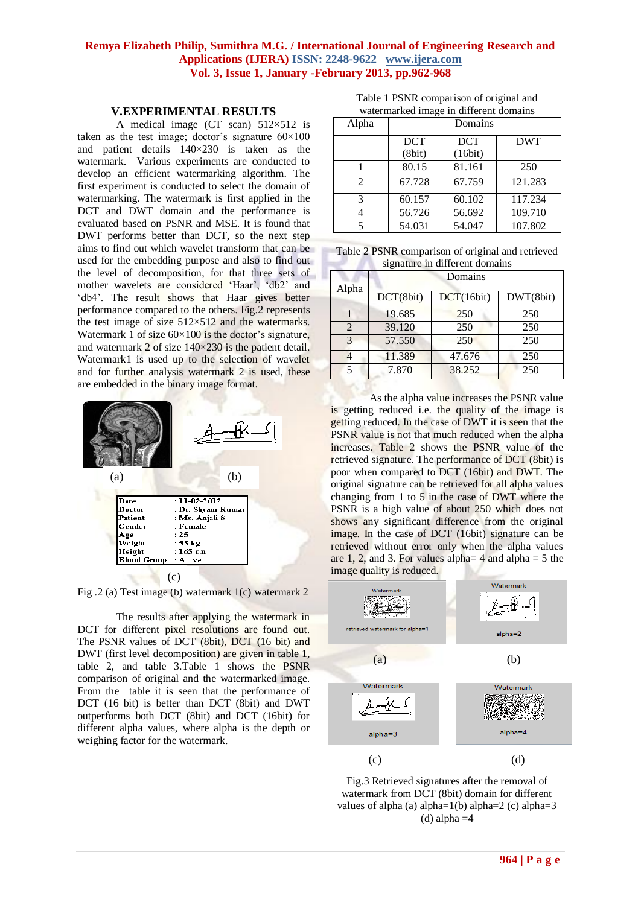## V.EXPERIMENTAL RESULTS

A medical image (CT scan) 512×512 is taken as the test image; doctor's signature 60×100 and patient details 140×230 is taken as the watermark. Various experiments are conducted to develop an efficient watermarking algorithm. The first experiment is conducted to select the domain of watermarking. The watermark is first applied in the DCT and DWT domain and the performance is evaluated based on PSNR and MSE. It is found that DWT performs better than DCT, so the next step aims to find out which wavelet transform that can be used for the embedding purpose and also to find out the level of decomposition, for that three sets of mother wavelets are considered 'Haar', 'db2' and 'db4'. The result shows that Haar gives better performance compared to the others. Fig.2 represents the test image of size 512×512 and the watermarks. Watermark 1 of size 60×100 is the doctor's signature, and watermark 2 of size 140×230 is the patient detail. Watermark1 is used up to the selection of wavelet and for further analysis watermark 2 is used, these are embedded in the binary image format.

(a) (b)

| Date | : 11-02-2012 |
|---|---|
| Doctor | : Dr. Shyam Kumar |
| Patient | : Ms. Anjali S |
| Gender | : Female |
| Age | : 25 |
| Weight | : 53 kg. |
| Height | : 165 cm |
| Blood Group | : A +ve |

(c)

Fig .2 (a) Test image (b) watermark 1(c) watermark 2

The results after applying the watermark in DCT for different pixel resolutions are found out. The PSNR values of DCT (8bit), DCT (16 bit) and DWT (first level decomposition) are given in table 1, table 2, and table 3.Table 1 shows the PSNR comparison of original and the watermarked image. From the table it is seen that the performance of DCT (16 bit) is better than DCT (8bit) and DWT outperforms both DCT (8bit) and DCT (16bit) for different alpha values, where alpha is the depth or weighing factor for the watermark.

Table 1 PSNR comparison of original and watermarked image in different domains

| Alpha | Domains | | |
|---|---|---|---|
| | DCT (8bit) | DCT (16bit) | DWT |
| 1 | 80.15 | 81.161 | 250 |
| 2 | 67.728 | 67.759 | 121.283 |
| 3 | 60.157 | 60.102 | 117.234 |
| 4 | 56.726 | 56.692 | 109.710 |
| 5 | 54.031 | 54.047 | 107.802 |

Table 2 PSNR comparison of original and retrieved signature in different domains

| Alpha | Domains | | |
|---|---|---|---|
| | DCT(8bit) | DCT(16bit) | DWT(8bit) |
| 1 | 19.685 | 250 | 250 |
| 2 | 39.120 | 250 | 250 |
| 3 | 57.550 | 250 | 250 |
| 4 | 11.389 | 47.676 | 250 |
| 5 | 7.870 | 38.252 | 250 |

As the alpha value increases the PSNR value is getting reduced i.e. the quality of the image is getting reduced. In the case of DWT it is seen that the PSNR value is not that much reduced when the alpha increases. Table 2 shows the PSNR value of the retrieved signature. The performance of DCT (8bit) is poor when compared to DCT (16bit) and DWT. The original signature can be retrieved for all alpha values changing from 1 to 5 in the case of DWT where the PSNR is a high value of about 250 which does not shows any significant difference from the original image. In the case of DCT (16bit) signature can be retrieved without error only when the alpha values are 1, 2, and 3. For values alpha= 4 and alpha = 5 the image quality is reduced.

(a) (b)

(c) (d)

Fig.3 Retrieved signatures after the removal of watermark from DCT (8bit) domain for different values of alpha (a) alpha=1(b) alpha=2 (c) alpha=3 (d) alpha =4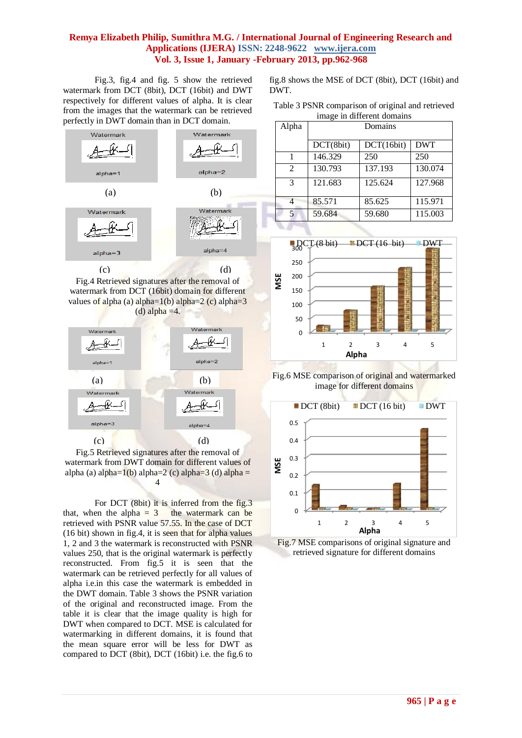Fig.3, fig.4 and fig. 5 show the retrieved watermark from DCT (8bit), DCT (16bit) and DWT respectively for different values of alpha. It is clear from the images that the watermark can be retrieved perfectly in DWT domain than in DCT domain.

(a) (b)

(c) (d)

Fig.4 Retrieved signatures after the removal of watermark from DCT (16bit) domain for different values of alpha (a) alpha=1(b) alpha=2 (c) alpha=3 (d) alpha =4.

(a) (b)

(c) (d)

Fig.5 Retrieved signatures after the removal of watermark from DWT domain for different values of alpha (a) alpha=1(b) alpha=2 (c) alpha=3 (d) alpha = 4

For DCT (8bit) it is inferred from the fig.3 that, when the alpha = 3 the watermark can be retrieved with PSNR value 57.55. In the case of DCT (16 bit) shown in fig.4, it is seen that for alpha values 1, 2 and 3 the watermark is reconstructed with PSNR values 250, that is the original watermark is perfectly reconstructed. From fig.5 it is seen that the watermark can be retrieved perfectly for all values of alpha i.e.in this case the watermark is embedded in the DWT domain. Table 3 shows the PSNR variation of the original and reconstructed image. From the table it is clear that the image quality is high for DWT when compared to DCT. MSE is calculated for watermarking in different domains, it is found that the mean square error will be less for DWT as compared to DCT (8bit), DCT (16bit) i.e. the fig.6 to fig.8 shows the MSE of DCT (8bit), DCT (16bit) and DWT.

Table 3 PSNR comparison of original and retrieved image in different domains

| Alpha | Domains | | |
|---|---|---|---|
| | DCT(8bit) | DCT(16bit) | DWT |
| 1 | 146.329 | 250 | 250 |
| 2 | 130.793 | 137.193 | 130.074 |
| 3 | 121.683 | 125.624 | 127.968 |
| 4 | 85.571 | 85.625 | 115.971 |
| 5 | 59.684 | 59.680 | 115.003 |

Fig.6 MSE comparison of original and watermarked image for different domains

Fig.7 MSE comparisons of original signature and retrieved signature for different domains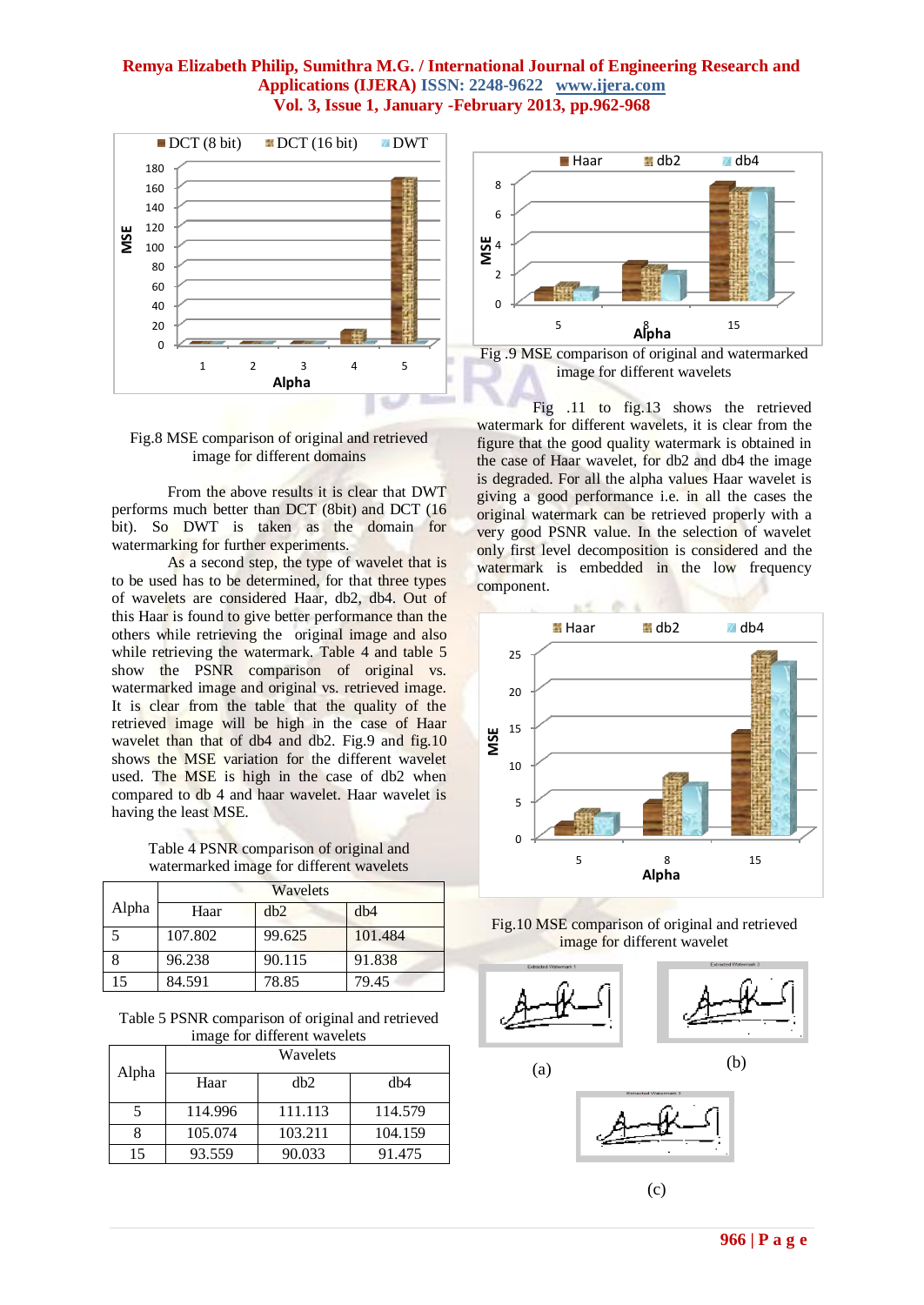Fig.8 MSE comparison of original and retrieved image for different domains

From the above results it is clear that DWT performs much better than DCT (8bit) and DCT (16 bit). So DWT is taken as the domain for watermarking for further experiments.

As a second step, the type of wavelet that is to be used has to be determined, for that three types of wavelets are considered Haar, db2, db4. Out of this Haar is found to give better performance than the others while retrieving the original image and also while retrieving the watermark. Table 4 and table 5 show the PSNR comparison of original vs. watermarked image and original vs. retrieved image. It is clear from the table that the quality of the retrieved image will be high in the case of Haar wavelet than that of db4 and db2. Fig.9 and fig.10 shows the MSE variation for the different wavelet used. The MSE is high in the case of db2 when compared to db 4 and haar wavelet. Haar wavelet is having the least MSE.

Table 4 PSNR comparison of original and watermarked image for different wavelets

| Alpha | Wavelets | | |
|---|---|---|---|
| | Haar | db2 | db4 |
| 5 | 107.802 | 99.625 | 101.484 |
| 8 | 96.238 | 90.115 | 91.838 |
| 15 | 84.591 | 78.85 | 79.45 |

Table 5 PSNR comparison of original and retrieved image for different wavelets

| Alpha | Wavelets | | |
|---|---|---|---|
| | Haar | db2 | db4 |
| 5 | 114.996 | 111.113 | 114.579 |
| 8 | 105.074 | 103.211 | 104.159 |
| 15 | 93.559 | 90.033 | 91.475 |

Fig .9 MSE comparison of original and watermarked image for different wavelets

Fig .11 to fig.13 shows the retrieved watermark for different wavelets, it is clear from the figure that the good quality watermark is obtained in the case of Haar wavelet, for db2 and db4 the image is degraded. For all the alpha values Haar wavelet is giving a good performance i.e. in all the cases the original watermark can be retrieved properly with a very good PSNR value. In the selection of wavelet only first level decomposition is considered and the watermark is embedded in the low frequency component.

Fig.10 MSE comparison of original and retrieved image for different wavelet

(a)

(b)

(c)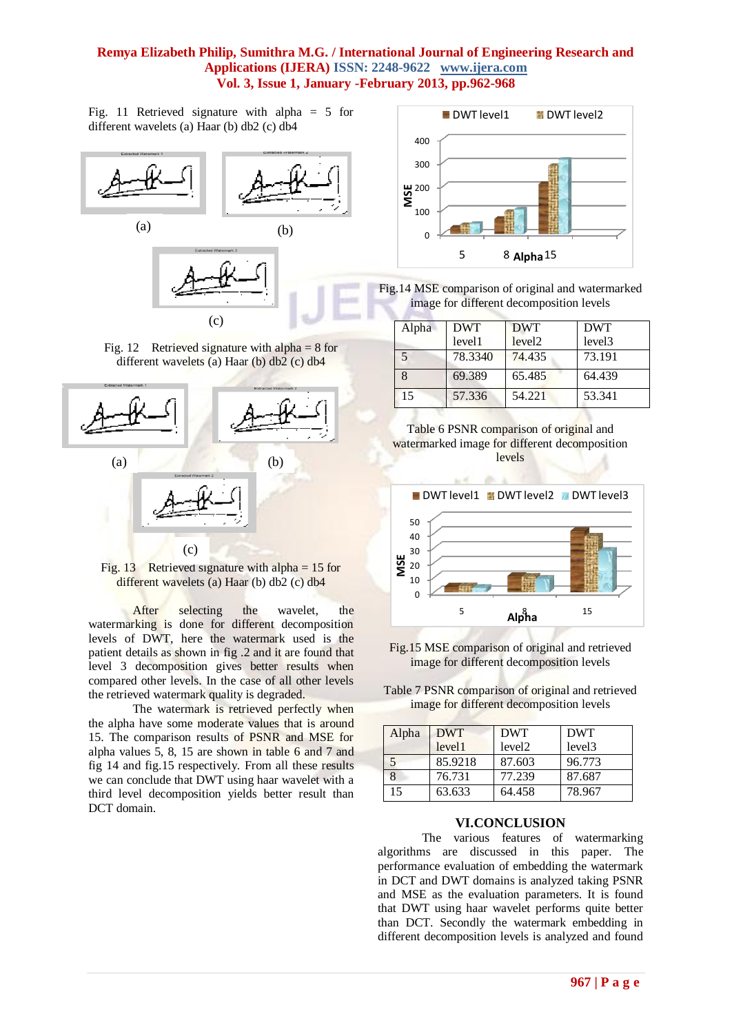Fig. 11 Retrieved signature with alpha = 5 for different wavelets (a) Haar (b) db2 (c) db4

Fig. 12 Retrieved signature with alpha = 8 for different wavelets (a) Haar (b) db2 (c) db4

Fig. 13 Retrieved signature with alpha = 15 for different wavelets (a) Haar (b) db2 (c) db4

After selecting the wavelet, the watermarking is done for different decomposition levels of DWT, here the watermark used is the patient details as shown in fig .2 and it are found that level 3 decomposition gives better results when compared other levels. In the case of all other levels the retrieved watermark quality is degraded.

The watermark is retrieved perfectly when the alpha have some moderate values that is around 15. The comparison results of PSNR and MSE for alpha values 5, 8, 15 are shown in table 6 and 7 and fig 14 and fig.15 respectively. From all these results we can conclude that DWT using haar wavelet with a third level decomposition yields better result than DCT domain.

Fig.14 MSE comparison of original and watermarked image for different decomposition levels

| Alpha | DWT level1 | DWT level2 | DWT level3 |
|---|---|---|---|
| 5 | 78.3340 | 74.435 | 73.191 |
| 8 | 69.389 | 65.485 | 64.439 |
| 15 | 57.336 | 54.221 | 53.341 |

Table 6 PSNR comparison of original and watermarked image for different decomposition levels

Fig.15 MSE comparison of original and retrieved image for different decomposition levels

Table 7 PSNR comparison of original and retrieved image for different decomposition levels

| Alpha | DWT level1 | DWT level2 | DWT level3 |
|---|---|---|---|
| 5 | 85.9218 | 87.603 | 96.773 |
| 8 | 76.731 | 77.239 | 87.687 |
| 15 | 63.633 | 64.458 | 78.967 |

## VI.CONCLUSION

The various features of watermarking algorithms are discussed in this paper. The performance evaluation of embedding the watermark in DCT and DWT domains is analyzed taking PSNR and MSE as the evaluation parameters. It is found that DWT using haar wavelet performs quite better than DCT. Secondly the watermark embedding in different decomposition levels is analyzed and found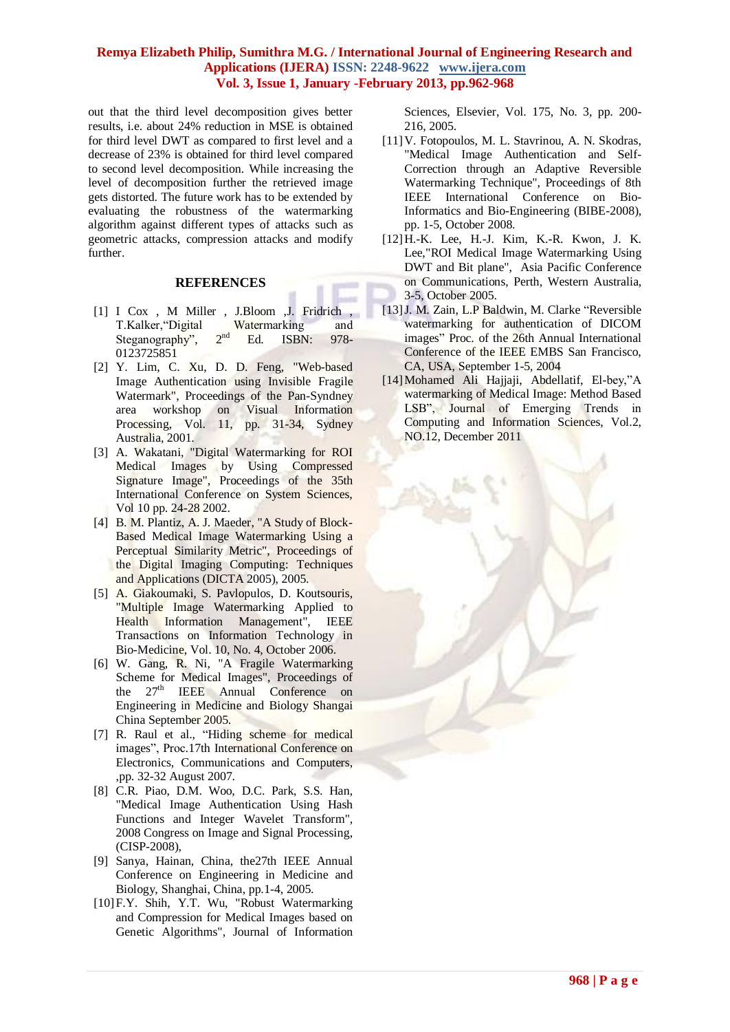out that the third level decomposition gives better results, i.e. about 24% reduction in MSE is obtained for third level DWT as compared to first level and a decrease of 23% is obtained for third level compared to second level decomposition. While increasing the level of decomposition further the retrieved image gets distorted. The future work has to be extended by evaluating the robustness of the watermarking algorithm against different types of attacks such as geometric attacks, compression attacks and modify further.

## REFERENCES

[1] I Cox , M Miller , J.Bloom ,J. Fridrich , T.Kalker,"Digital Watermarking and Steganography", 2nd Ed. ISBN: 978-0123725851

[2] Y. Lim, C. Xu, D. D. Feng, "Web-based Image Authentication using Invisible Fragile Watermark", Proceedings of the Pan-Syndney area workshop on Visual Information Processing, Vol. 11, pp. 31-34, Sydney Australia, 2001.

[3] A. Wakatani, "Digital Watermarking for ROI Medical Images by Using Compressed Signature Image", Proceedings of the 35th International Conference on System Sciences, Vol 10 pp. 24-28 2002.

[4] B. M. Plantiz, A. J. Maeder, "A Study of Block-Based Medical Image Watermarking Using a Perceptual Similarity Metric", Proceedings of the Digital Imaging Computing: Techniques and Applications (DICTA 2005), 2005.

[5] A. Giakoumaki, S. Pavlopulos, D. Koutsouris, "Multiple Image Watermarking Applied to Health Information Management", IEEE Transactions on Information Technology in Bio-Medicine, Vol. 10, No. 4, October 2006.

[6] W. Gang, R. Ni, "A Fragile Watermarking Scheme for Medical Images", Proceedings of the 27th IEEE Annual Conference on Engineering in Medicine and Biology Shangai China September 2005.

[7] R. Raul et al., "Hiding scheme for medical images", Proc.17th International Conference on Electronics, Communications and Computers, ,pp. 32-32 August 2007.

[8] C.R. Piao, D.M. Woo, D.C. Park, S.S. Han, "Medical Image Authentication Using Hash Functions and Integer Wavelet Transform", 2008 Congress on Image and Signal Processing, (CISP-2008),

[9] Sanya, Hainan, China, the27th IEEE Annual Conference on Engineering in Medicine and Biology, Shanghai, China, pp.1-4, 2005.

[10] F.Y. Shih, Y.T. Wu, "Robust Watermarking and Compression for Medical Images based on Genetic Algorithms", Journal of Information Sciences, Elsevier, Vol. 175, No. 3, pp. 200-216, 2005.

[11] V. Fotopoulos, M. L. Stavrinou, A. N. Skodras, "Medical Image Authentication and Self-Correction through an Adaptive Reversible Watermarking Technique", Proceedings of 8th IEEE International Conference on Bio-Informatics and Bio-Engineering (BIBE-2008), pp. 1-5, October 2008.

[12] H.-K. Lee, H.-J. Kim, K.-R. Kwon, J. K. Lee,"ROI Medical Image Watermarking Using DWT and Bit plane", Asia Pacific Conference on Communications, Perth, Western Australia, 3-5, October 2005.

[13] J. M. Zain, L.P Baldwin, M. Clarke "Reversible watermarking for authentication of DICOM images" Proc. of the 26th Annual International Conference of the IEEE EMBS San Francisco, CA, USA, September 1-5, 2004

[14] Mohamed Ali Hajjaji, Abdellatif, El-bey,"A watermarking of Medical Image: Method Based LSB", Journal of Emerging Trends in Computing and Information Sciences, Vol.2, NO.12, December 2011